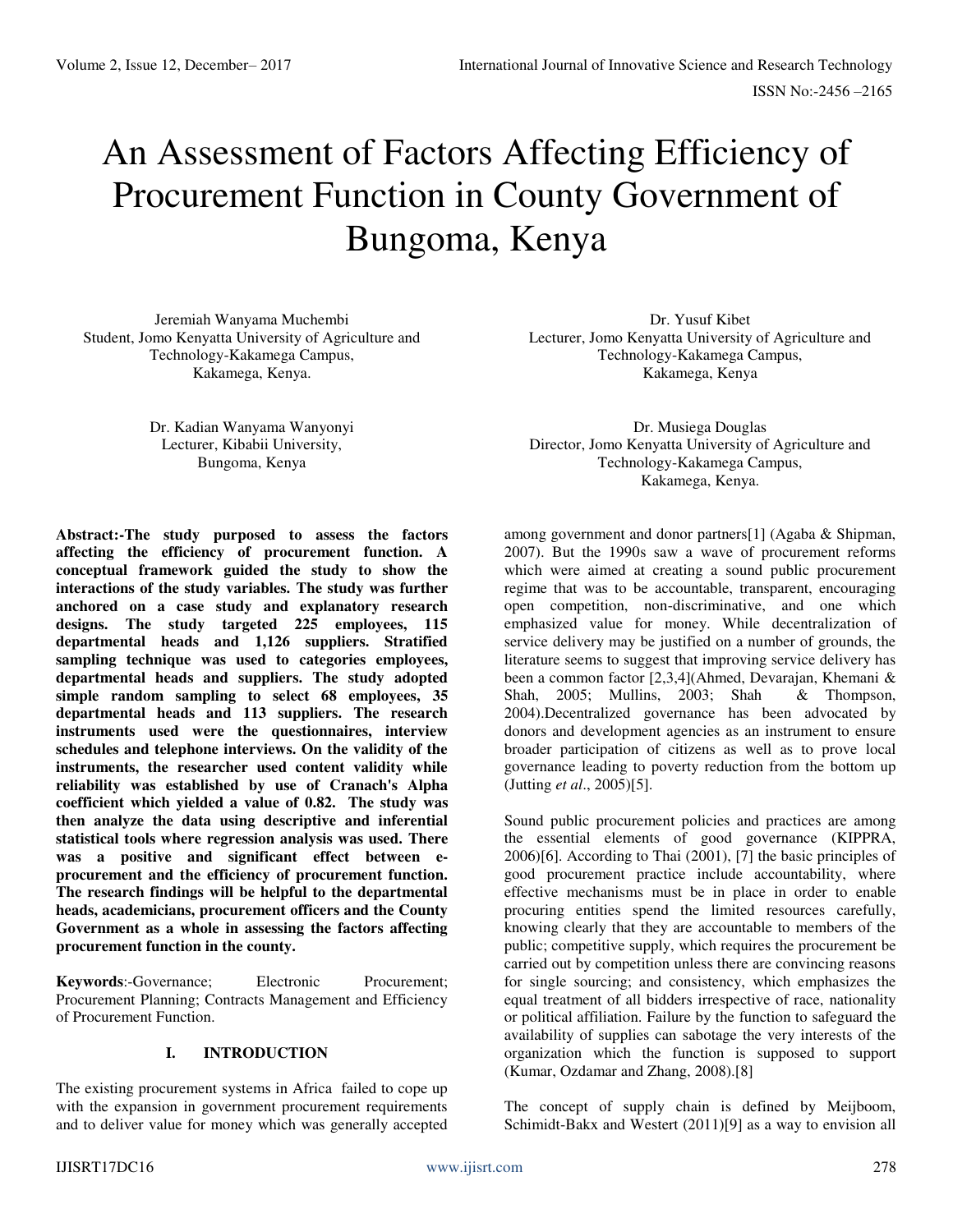# An Assessment of Factors Affecting Efficiency of Procurement Function in County Government of Bungoma, Kenya

Jeremiah Wanyama Muchembi
Student, Jomo Kenyatta University of Agriculture and Technology-Kakamega Campus,
Kakamega, Kenya.

Dr. Yusuf Kibet
Lecturer, Jomo Kenyatta University of Agriculture and Technology-Kakamega Campus,
Kakamega, Kenya

Dr. Kadian Wanyama Wanyonyi
Lecturer, Kibabii University,
Bungoma, Kenya

Dr. Musiega Douglas
Director, Jomo Kenyatta University of Agriculture and Technology-Kakamega Campus,
Kakamega, Kenya.

**Abstract:-The study purposed to assess the factors affecting the efficiency of procurement function. A conceptual framework guided the study to show the interactions of the study variables. The study was further anchored on a case study and explanatory research designs. The study targeted 225 employees, 115 departmental heads and 1,126 suppliers. Stratified sampling technique was used to categories employees, departmental heads and suppliers. The study adopted simple random sampling to select 68 employees, 35 departmental heads and 113 suppliers. The research instruments used were the questionnaires, interview schedules and telephone interviews. On the validity of the instruments, the researcher used content validity while reliability was established by use of Cranach's Alpha coefficient which yielded a value of 0.82. The study was then analyze the data using descriptive and inferential statistical tools where regression analysis was used. There was a positive and significant effect between e-procurement and the efficiency of procurement function. The research findings will be helpful to the departmental heads, academicians, procurement officers and the County Government as a whole in assessing the factors affecting procurement function in the county.**

**Keywords**:-Governance; Electronic Procurement; Procurement Planning; Contracts Management and Efficiency of Procurement Function.

## I. INTRODUCTION

The existing procurement systems in Africa failed to cope up with the expansion in government procurement requirements and to deliver value for money which was generally accepted among government and donor partners[1] (Agaba & Shipman, 2007). But the 1990s saw a wave of procurement reforms which were aimed at creating a sound public procurement regime that was to be accountable, transparent, encouraging open competition, non-discriminative, and one which emphasized value for money. While decentralization of service delivery may be justified on a number of grounds, the literature seems to suggest that improving service delivery has been a common factor [2,3,4](Ahmed, Devarajan, Khemani & Shah, 2005; Mullins, 2003; Shah & Thompson, 2004).Decentralized governance has been advocated by donors and development agencies as an instrument to ensure broader participation of citizens as well as to prove local governance leading to poverty reduction from the bottom up (Jutting *et al*., 2005)[5].

Sound public procurement policies and practices are among the essential elements of good governance (KIPPRA, 2006)[6]. According to Thai (2001), [7] the basic principles of good procurement practice include accountability, where effective mechanisms must be in place in order to enable procuring entities spend the limited resources carefully, knowing clearly that they are accountable to members of the public; competitive supply, which requires the procurement be carried out by competition unless there are convincing reasons for single sourcing; and consistency, which emphasizes the equal treatment of all bidders irrespective of race, nationality or political affiliation. Failure by the function to safeguard the availability of supplies can sabotage the very interests of the organization which the function is supposed to support (Kumar, Ozdamar and Zhang, 2008).[8]

The concept of supply chain is defined by Meijboom, Schimidt-Bakx and Westert (2011)[9] as a way to envision all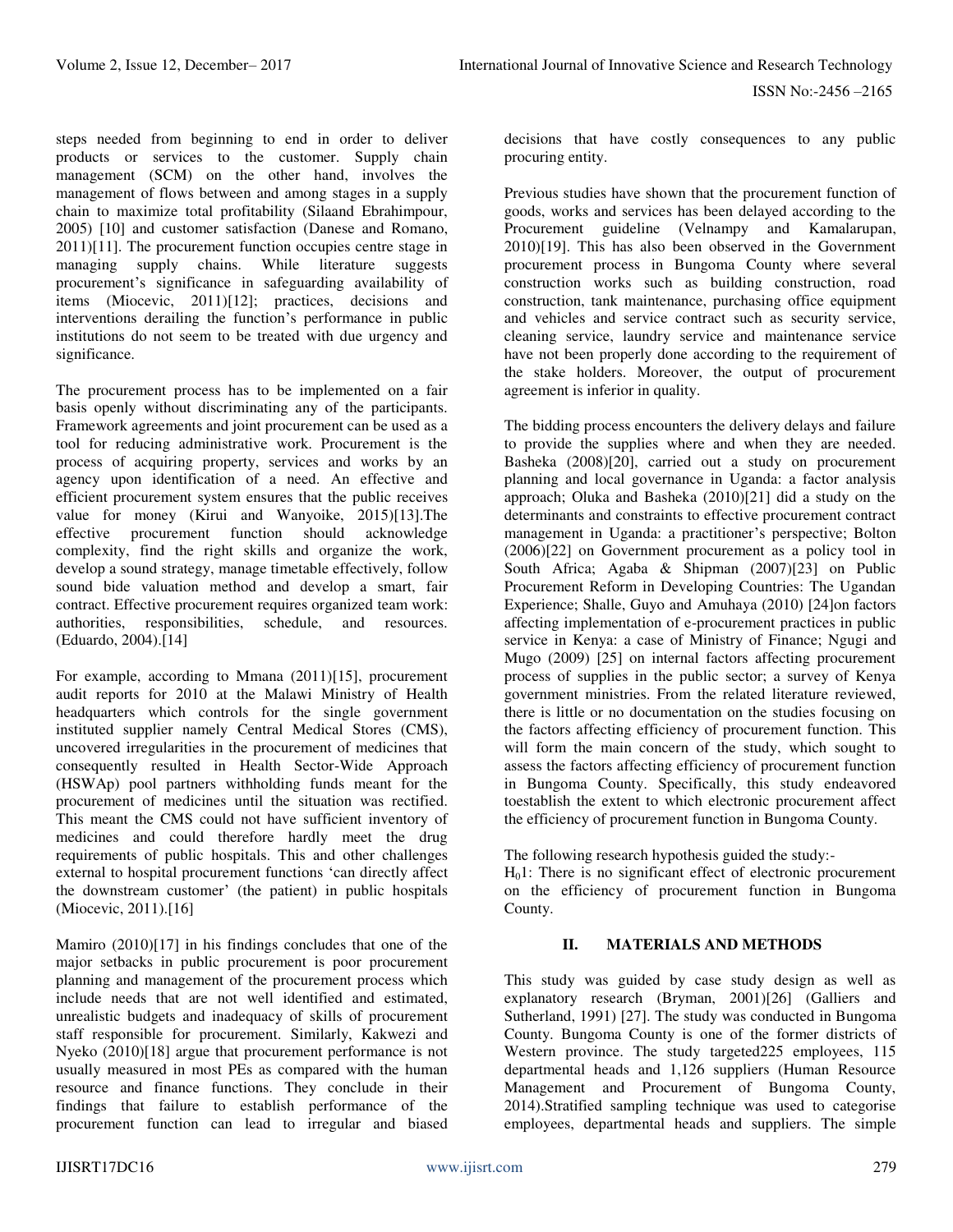steps needed from beginning to end in order to deliver products or services to the customer. Supply chain management (SCM) on the other hand, involves the management of flows between and among stages in a supply chain to maximize total profitability (Silaand Ebrahimpour, 2005) [10] and customer satisfaction (Danese and Romano, 2011)[11]. The procurement function occupies centre stage in managing supply chains. While literature suggests procurement's significance in safeguarding availability of items (Miocevic, 2011)[12]; practices, decisions and interventions derailing the function's performance in public institutions do not seem to be treated with due urgency and significance.

The procurement process has to be implemented on a fair basis openly without discriminating any of the participants. Framework agreements and joint procurement can be used as a tool for reducing administrative work. Procurement is the process of acquiring property, services and works by an agency upon identification of a need. An effective and efficient procurement system ensures that the public receives value for money (Kirui and Wanyoike, 2015)[13].The effective procurement function should acknowledge complexity, find the right skills and organize the work, develop a sound strategy, manage timetable effectively, follow sound bide valuation method and develop a smart, fair contract. Effective procurement requires organized team work: authorities, responsibilities, schedule, and resources. (Eduardo, 2004).[14]

For example, according to Mmana (2011)[15], procurement audit reports for 2010 at the Malawi Ministry of Health headquarters which controls for the single government instituted supplier namely Central Medical Stores (CMS), uncovered irregularities in the procurement of medicines that consequently resulted in Health Sector-Wide Approach (HSWAp) pool partners withholding funds meant for the procurement of medicines until the situation was rectified. This meant the CMS could not have sufficient inventory of medicines and could therefore hardly meet the drug requirements of public hospitals. This and other challenges external to hospital procurement functions 'can directly affect the downstream customer' (the patient) in public hospitals (Miocevic, 2011).[16]

Mamiro (2010)[17] in his findings concludes that one of the major setbacks in public procurement is poor procurement planning and management of the procurement process which include needs that are not well identified and estimated, unrealistic budgets and inadequacy of skills of procurement staff responsible for procurement. Similarly, Kakwezi and Nyeko (2010)[18] argue that procurement performance is not usually measured in most PEs as compared with the human resource and finance functions. They conclude in their findings that failure to establish performance of the procurement function can lead to irregular and biased decisions that have costly consequences to any public procuring entity.

Previous studies have shown that the procurement function of goods, works and services has been delayed according to the Procurement guideline (Velnampy and Kamalarupan, 2010)[19]. This has also been observed in the Government procurement process in Bungoma County where several construction works such as building construction, road construction, tank maintenance, purchasing office equipment and vehicles and service contract such as security service, cleaning service, laundry service and maintenance service have not been properly done according to the requirement of the stake holders. Moreover, the output of procurement agreement is inferior in quality.

The bidding process encounters the delivery delays and failure to provide the supplies where and when they are needed. Basheka (2008)[20], carried out a study on procurement planning and local governance in Uganda: a factor analysis approach; Oluka and Basheka (2010)[21] did a study on the determinants and constraints to effective procurement contract management in Uganda: a practitioner's perspective; Bolton (2006)[22] on Government procurement as a policy tool in South Africa; Agaba & Shipman (2007)[23] on Public Procurement Reform in Developing Countries: The Ugandan Experience; Shalle, Guyo and Amuhaya (2010) [24]on factors affecting implementation of e-procurement practices in public service in Kenya: a case of Ministry of Finance; Ngugi and Mugo (2009) [25] on internal factors affecting procurement process of supplies in the public sector; a survey of Kenya government ministries. From the related literature reviewed, there is little or no documentation on the studies focusing on the factors affecting efficiency of procurement function. This will form the main concern of the study, which sought to assess the factors affecting efficiency of procurement function in Bungoma County. Specifically, this study endeavored toestablish the extent to which electronic procurement affect the efficiency of procurement function in Bungoma County.

The following research hypothesis guided the study:-

$H_0 1$: There is no significant effect of electronic procurement on the efficiency of procurement function in Bungoma County.

## II. MATERIALS AND METHODS

This study was guided by case study design as well as explanatory research (Bryman, 2001)[26] (Galliers and Sutherland, 1991) [27]. The study was conducted in Bungoma County. Bungoma County is one of the former districts of Western province. The study targeted225 employees, 115 departmental heads and 1,126 suppliers (Human Resource Management and Procurement of Bungoma County, 2014).Stratified sampling technique was used to categorise employees, departmental heads and suppliers. The simple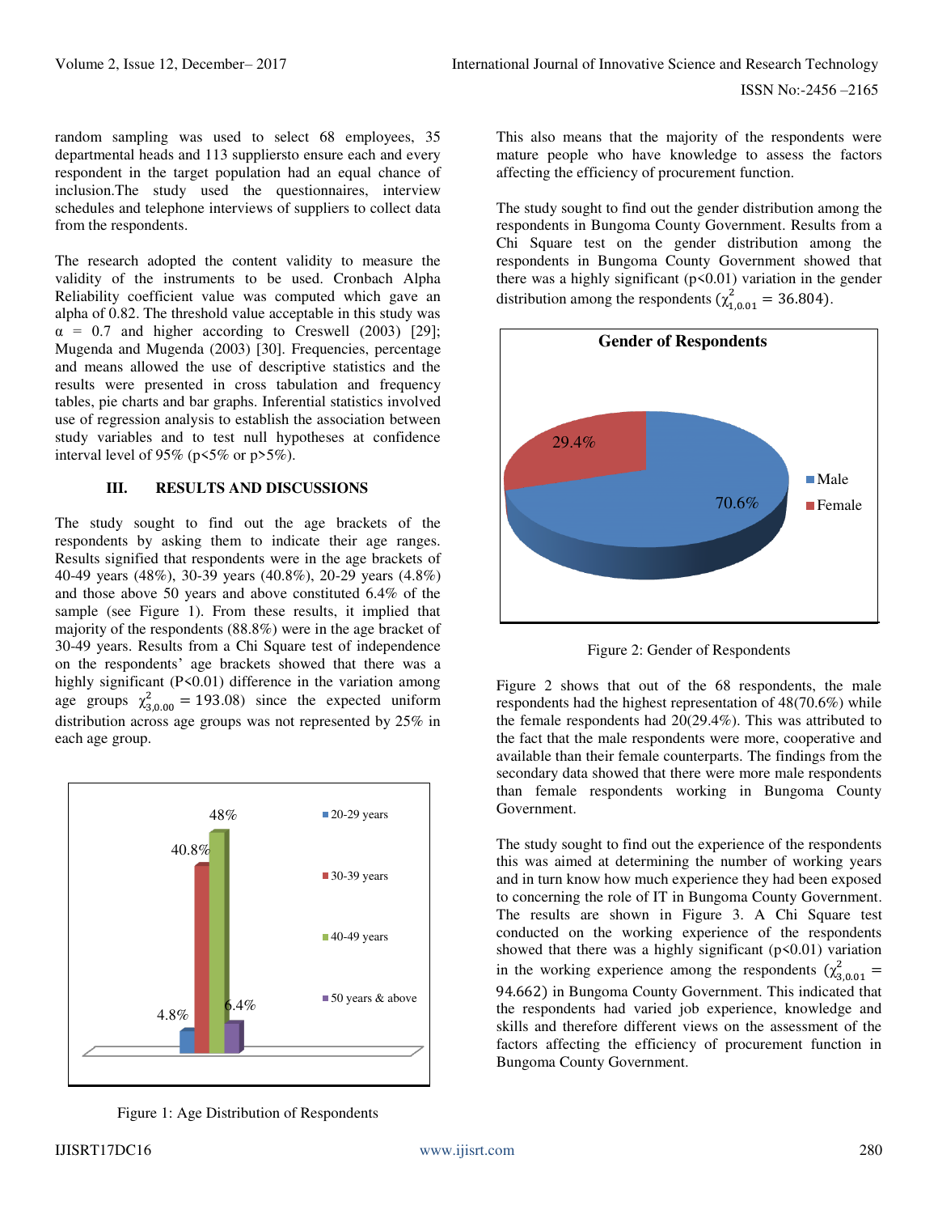random sampling was used to select 68 employees, 35 departmental heads and 113 suppliersto ensure each and every respondent in the target population had an equal chance of inclusion.The study used the questionnaires, interview schedules and telephone interviews of suppliers to collect data from the respondents.

The research adopted the content validity to measure the validity of the instruments to be used. Cronbach Alpha Reliability coefficient value was computed which gave an alpha of 0.82. The threshold value acceptable in this study was $\alpha = 0.7$ and higher according to Creswell (2003) [29]; Mugenda and Mugenda (2003) [30]. Frequencies, percentage and means allowed the use of descriptive statistics and the results were presented in cross tabulation and frequency tables, pie charts and bar graphs. Inferential statistics involved use of regression analysis to establish the association between study variables and to test null hypotheses at confidence interval level of 95% (p<5% or p>5%).

## III. RESULTS AND DISCUSSIONS

The study sought to find out the age brackets of the respondents by asking them to indicate their age ranges. Results signified that respondents were in the age brackets of 40-49 years (48%), 30-39 years (40.8%), 20-29 years (4.8%) and those above 50 years and above constituted 6.4% of the sample (see Figure 1). From these results, it implied that majority of the respondents (88.8%) were in the age bracket of 30-49 years. Results from a Chi Square test of independence on the respondents' age brackets showed that there was a highly significant (P<0.01) difference in the variation among age groups $\chi^2_{3,0.00} = 193.08$) since the expected uniform distribution across age groups was not represented by 25% in each age group.

Figure 1: Age Distribution of Respondents

This also means that the majority of the respondents were mature people who have knowledge to assess the factors affecting the efficiency of procurement function.

The study sought to find out the gender distribution among the respondents in Bungoma County Government. Results from a Chi Square test on the gender distribution among the respondents in Bungoma County Government showed that there was a highly significant (p<0.01) variation in the gender distribution among the respondents ($\chi^2_{1,0.01} = 36.804$).

Figure 2: Gender of Respondents

Figure 2 shows that out of the 68 respondents, the male respondents had the highest representation of 48(70.6%) while the female respondents had 20(29.4%). This was attributed to the fact that the male respondents were more, cooperative and available than their female counterparts. The findings from the secondary data showed that there were more male respondents than female respondents working in Bungoma County Government.

The study sought to find out the experience of the respondents this was aimed at determining the number of working years and in turn know how much experience they had been exposed to concerning the role of IT in Bungoma County Government. The results are shown in Figure 3. A Chi Square test conducted on the working experience of the respondents showed that there was a highly significant (p<0.01) variation in the working experience among the respondents ($\chi^2_{3,0.01} = 94.662$) in Bungoma County Government. This indicated that the respondents had varied job experience, knowledge and skills and therefore different views on the assessment of the factors affecting the efficiency of procurement function in Bungoma County Government.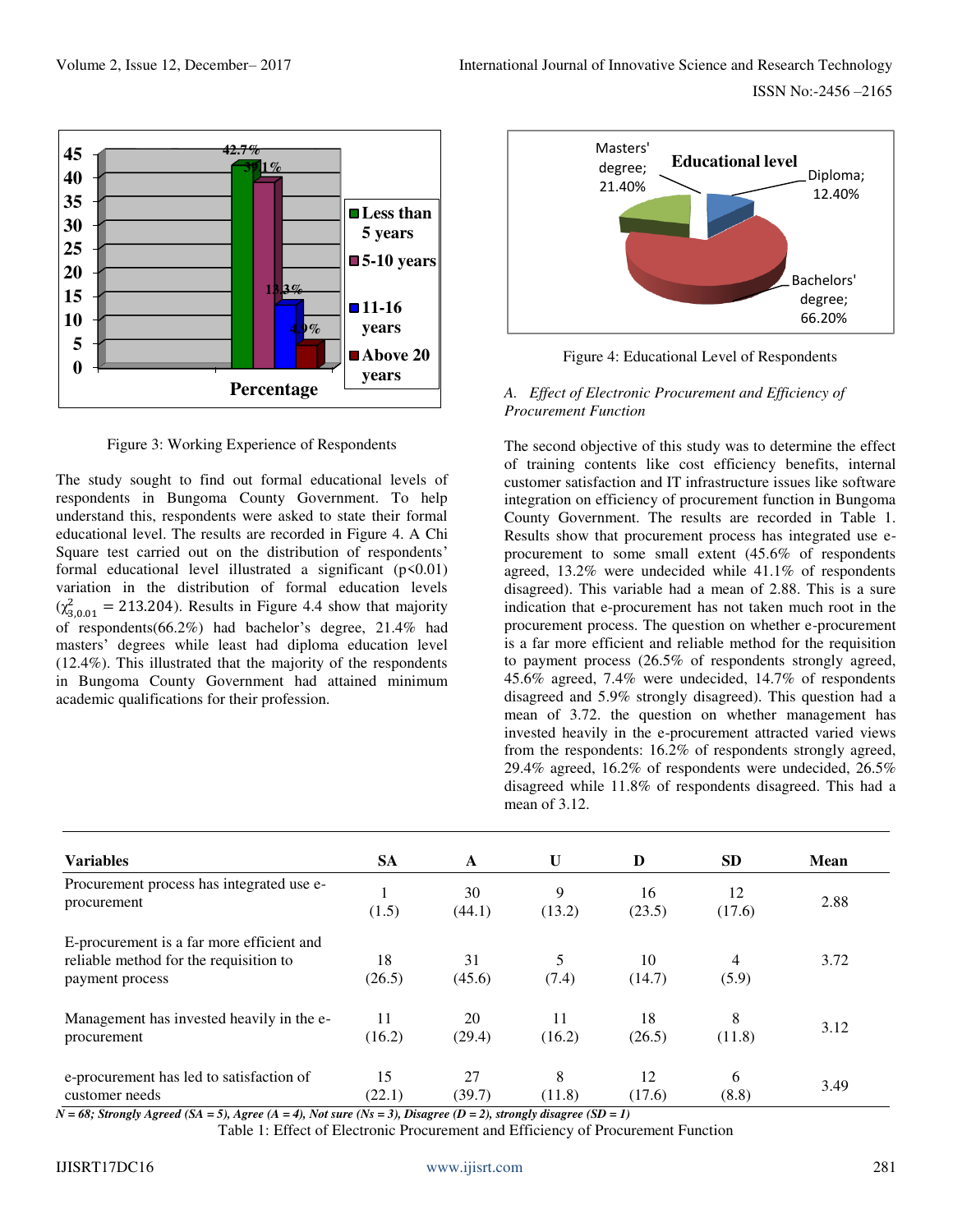45
40
35
30
25
20
15
10
5
0

42.7%
39.1%
13.3%
4.9%

Percentage

Less than 5 years
5-10 years
11-16 years
Above 20 years

Figure 3: Working Experience of Respondents

The study sought to find out formal educational levels of respondents in Bungoma County Government. To help understand this, respondents were asked to state their formal educational level. The results are recorded in Figure 4. A Chi Square test carried out on the distribution of respondents' formal educational level illustrated a significant ($p<0.01$) variation in the distribution of formal education levels ($\chi^2_{3,0.01} = 213.204$). Results in Figure 4.4 show that majority of respondents(66.2%) had bachelor's degree, 21.4% had masters' degrees while least had diploma education level (12.4%). This illustrated that the majority of the respondents in Bungoma County Government had attained minimum academic qualifications for their profession.

Educational level

Masters' degree; 21.40%
Diploma; 12.40%
Bachelors' degree; 66.20%

Figure 4: Educational Level of Respondents

*A. Effect of Electronic Procurement and Efficiency of Procurement Function*

The second objective of this study was to determine the effect of training contents like cost efficiency benefits, internal customer satisfaction and IT infrastructure issues like software integration on efficiency of procurement function in Bungoma County Government. The results are recorded in Table 1. Results show that procurement process has integrated use e-procurement to some small extent (45.6% of respondents agreed, 13.2% were undecided while 41.1% of respondents disagreed). This variable had a mean of 2.88. This is a sure indication that e-procurement has not taken much root in the procurement process. The question on whether e-procurement is a far more efficient and reliable method for the requisition to payment process (26.5% of respondents strongly agreed, 45.6% agreed, 7.4% were undecided, 14.7% of respondents disagreed and 5.9% strongly disagreed). This question had a mean of 3.72. the question on whether management has invested heavily in the e-procurement attracted varied views from the respondents: 16.2% of respondents strongly agreed, 29.4% agreed, 16.2% of respondents were undecided, 26.5% disagreed while 11.8% of respondents disagreed. This had a mean of 3.12.

| Variables | SA | A | U | D | SD | Mean |
|---|---|---|---|---|---|---|
| Procurement process has integrated use e-procurement | 1 (1.5) | 30 (44.1) | 9 (13.2) | 16 (23.5) | 12 (17.6) | 2.88 |
| E-procurement is a far more efficient and reliable method for the requisition to payment process | 18 (26.5) | 31 (45.6) | 5 (7.4) | 10 (14.7) | 4 (5.9) | 3.72 |
| Management has invested heavily in the e-procurement | 11 (16.2) | 20 (29.4) | 11 (16.2) | 18 (26.5) | 8 (11.8) | 3.12 |
| e-procurement has led to satisfaction of customer needs | 15 (22.1) | 27 (39.7) | 8 (11.8) | 12 (17.6) | 6 (8.8) | 3.49 |

***N = 68; Strongly Agreed (SA = 5), Agree (A = 4), Not sure (Ns = 3), Disagree (D = 2), strongly disagree (SD = 1)***

Table 1: Effect of Electronic Procurement and Efficiency of Procurement Function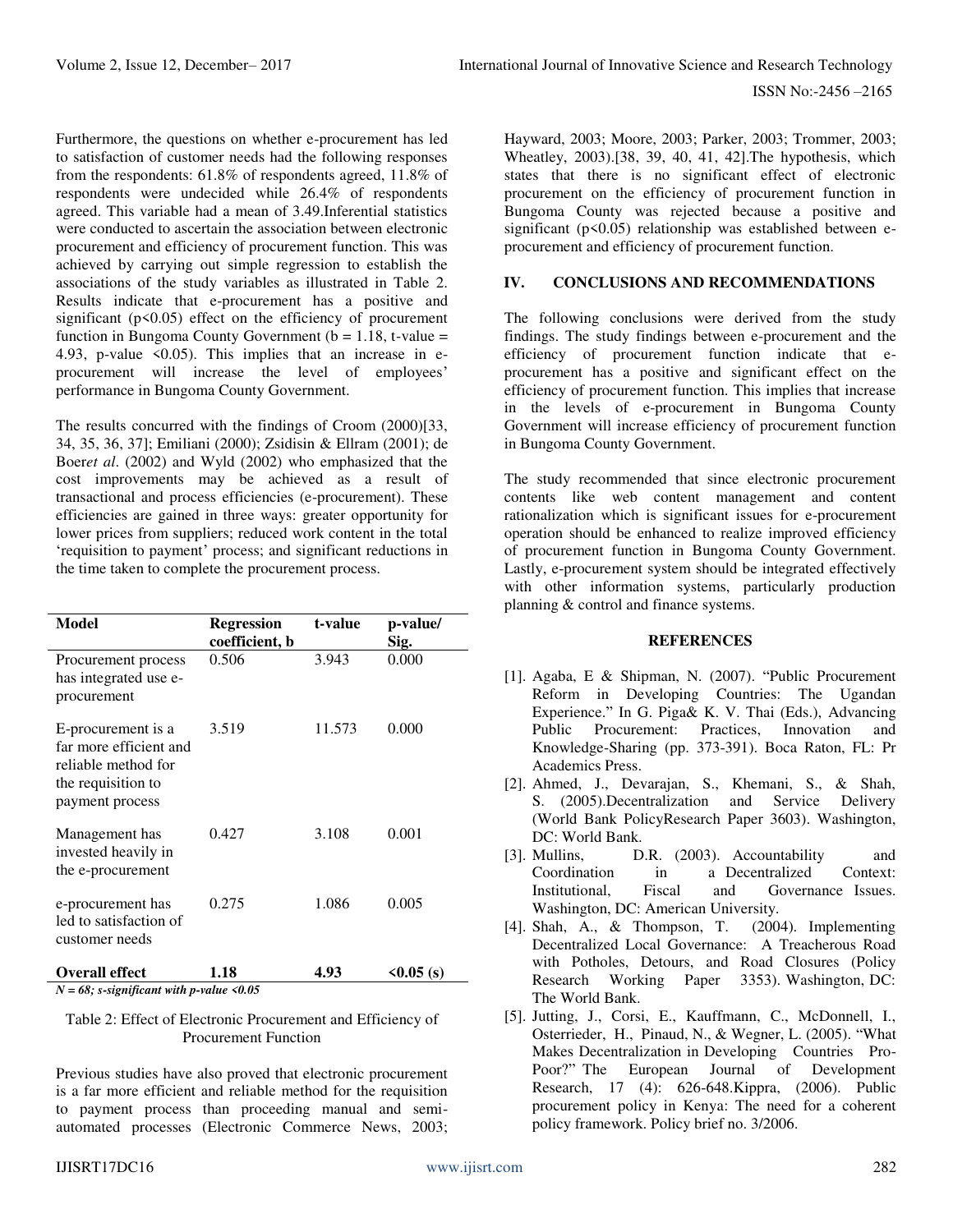Furthermore, the questions on whether e-procurement has led to satisfaction of customer needs had the following responses from the respondents: 61.8% of respondents agreed, 11.8% of respondents were undecided while 26.4% of respondents agreed. This variable had a mean of 3.49.Inferential statistics were conducted to ascertain the association between electronic procurement and efficiency of procurement function. This was achieved by carrying out simple regression to establish the associations of the study variables as illustrated in Table 2. Results indicate that e-procurement has a positive and significant ($p<0.05$) effect on the efficiency of procurement function in Bungoma County Government ($b = 1.18$, t-value = 4.93, p-value $<0.05$). This implies that an increase in e-procurement will increase the level of employees' performance in Bungoma County Government.

The results concurred with the findings of Croom (2000)[33, 34, 35, 36, 37]; Emiliani (2000); Zsidisin & Ellram (2001); de Boer*et al*. (2002) and Wyld (2002) who emphasized that the cost improvements may be achieved as a result of transactional and process efficiencies (e-procurement). These efficiencies are gained in three ways: greater opportunity for lower prices from suppliers; reduced work content in the total 'requisition to payment' process; and significant reductions in the time taken to complete the procurement process.

| Model | Regression coefficient, b | t-value | p-value/ Sig. |
|---|---|---|---|
| Procurement process has integrated use e-procurement | 0.506 | 3.943 | 0.000 |
| E-procurement is a far more efficient and reliable method for the requisition to payment process | 3.519 | 11.573 | 0.000 |
| Management has invested heavily in the e-procurement | 0.427 | 3.108 | 0.001 |
| e-procurement has led to satisfaction of customer needs | 0.275 | 1.086 | 0.005 |
| **Overall effect** | **1.18** | **4.93** | **<0.05 (s)** |

***N = 68; s-significant with p-value <0.05***

Table 2: Effect of Electronic Procurement and Efficiency of Procurement Function

Previous studies have also proved that electronic procurement is a far more efficient and reliable method for the requisition to payment process than proceeding manual and semi-automated processes (Electronic Commerce News, 2003; Hayward, 2003; Moore, 2003; Parker, 2003; Trommer, 2003; Wheatley, 2003).[38, 39, 40, 41, 42].The hypothesis, which states that there is no significant effect of electronic procurement on the efficiency of procurement function in Bungoma County was rejected because a positive and significant ($p<0.05$) relationship was established between e-procurement and efficiency of procurement function.

## IV. CONCLUSIONS AND RECOMMENDATIONS

The following conclusions were derived from the study findings. The study findings between e-procurement and the efficiency of procurement function indicate that e-procurement has a positive and significant effect on the efficiency of procurement function. This implies that increase in the levels of e-procurement in Bungoma County Government will increase efficiency of procurement function in Bungoma County Government.

The study recommended that since electronic procurement contents like web content management and content rationalization which is significant issues for e-procurement operation should be enhanced to realize improved efficiency of procurement function in Bungoma County Government. Lastly, e-procurement system should be integrated effectively with other information systems, particularly production planning & control and finance systems.

## REFERENCES

[1]. Agaba, E & Shipman, N. (2007). "Public Procurement Reform in Developing Countries: The Ugandan Experience." In G. Piga& K. V. Thai (Eds.), Advancing Public Procurement: Practices, Innovation and Knowledge-Sharing (pp. 373-391). Boca Raton, FL: Pr Academics Press.

[2]. Ahmed, J., Devarajan, S., Khemani, S., & Shah, S. (2005).Decentralization and Service Delivery (World Bank PolicyResearch Paper 3603). Washington, DC: World Bank.

[3]. Mullins, D.R. (2003). Accountability and Coordination in a Decentralized Context: Institutional, Fiscal and Governance Issues. Washington, DC: American University.

[4]. Shah, A., & Thompson, T. (2004). Implementing Decentralized Local Governance: A Treacherous Road with Potholes, Detours, and Road Closures (Policy Research Working Paper 3353). Washington, DC: The World Bank.

[5]. Jutting, J., Corsi, E., Kauffmann, C., McDonnell, I., Osterrieder, H., Pinaud, N., & Wegner, L. (2005). "What Makes Decentralization in Developing Countries Pro-Poor?" The European Journal of Development Research, 17 (4): 626-648.Kippra, (2006). Public procurement policy in Kenya: The need for a coherent policy framework. Policy brief no. 3/2006.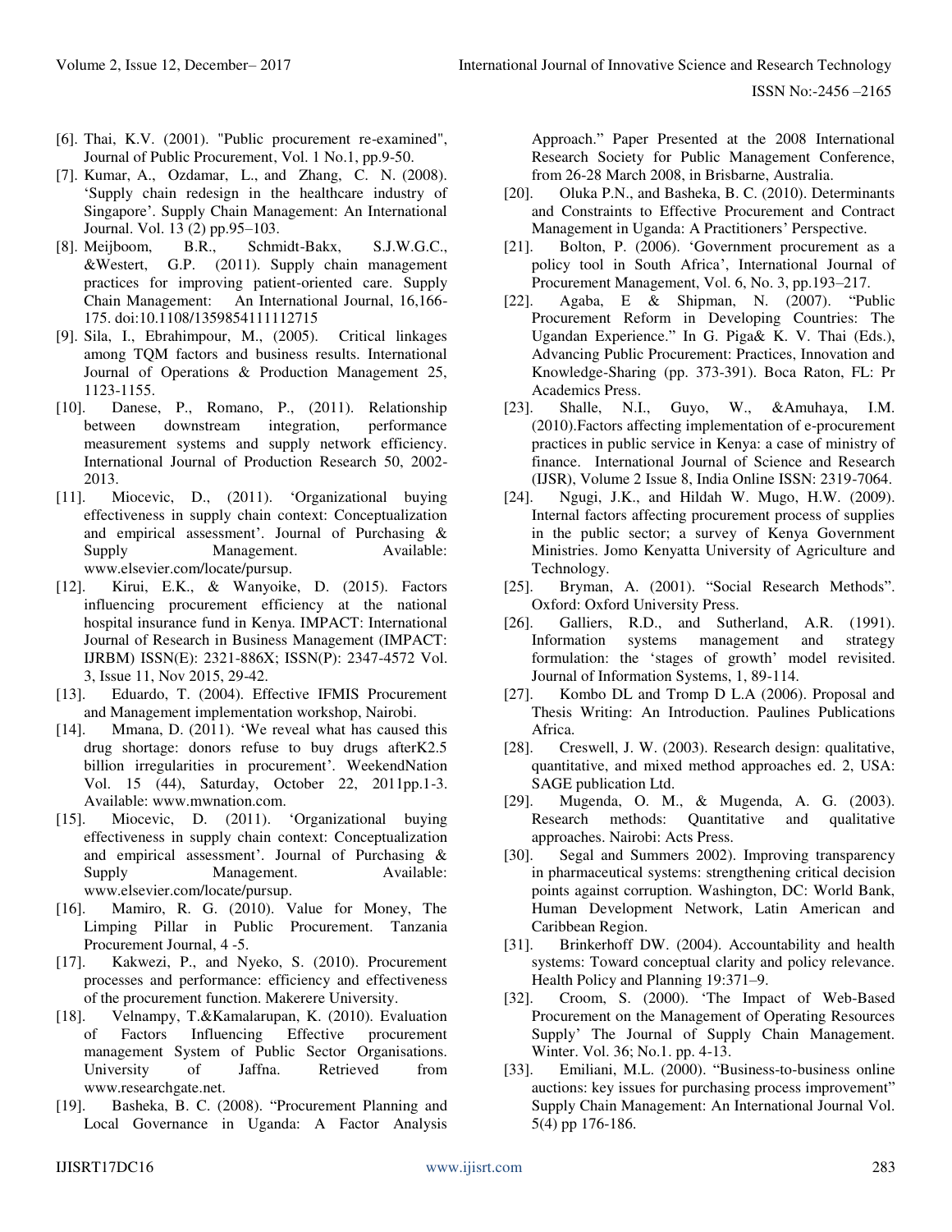[6]. Thai, K.V. (2001). "Public procurement re-examined", Journal of Public Procurement, Vol. 1 No.1, pp.9-50.

[7]. Kumar, A., Ozdamar, L., and Zhang, C. N. (2008). 'Supply chain redesign in the healthcare industry of Singapore'. Supply Chain Management: An International Journal. Vol. 13 (2) pp.95–103.

[8]. Meijboom, B.R., Schmidt-Bakx, S.J.W.G.C., &Westert, G.P. (2011). Supply chain management practices for improving patient-oriented care. Supply Chain Management: An International Journal, 16,166-175. doi:10.1108/1359854111112715

[9]. Sila, I., Ebrahimpour, M., (2005). Critical linkages among TQM factors and business results. International Journal of Operations & Production Management 25, 1123-1155.

[10]. Danese, P., Romano, P., (2011). Relationship between downstream integration, performance measurement systems and supply network efficiency. International Journal of Production Research 50, 2002-2013.

[11]. Miocevic, D., (2011). 'Organizational buying effectiveness in supply chain context: Conceptualization and empirical assessment'. Journal of Purchasing & Supply Management. Available: www.elsevier.com/locate/pursup.

[12]. Kirui, E.K., & Wanyoike, D. (2015). Factors influencing procurement efficiency at the national hospital insurance fund in Kenya. IMPACT: International Journal of Research in Business Management (IMPACT: IJRBM) ISSN(E): 2321-886X; ISSN(P): 2347-4572 Vol. 3, Issue 11, Nov 2015, 29-42.

[13]. Eduardo, T. (2004). Effective IFMIS Procurement and Management implementation workshop, Nairobi.

[14]. Mmana, D. (2011). 'We reveal what has caused this drug shortage: donors refuse to buy drugs afterK2.5 billion irregularities in procurement'. WeekendNation Vol. 15 (44), Saturday, October 22, 2011pp.1-3. Available: www.mwnation.com.

[15]. Miocevic, D. (2011). 'Organizational buying effectiveness in supply chain context: Conceptualization and empirical assessment'. Journal of Purchasing & Supply Management. Available: www.elsevier.com/locate/pursup.

[16]. Mamiro, R. G. (2010). Value for Money, The Limping Pillar in Public Procurement. Tanzania Procurement Journal, 4 -5.

[17]. Kakwezi, P., and Nyeko, S. (2010). Procurement processes and performance: efficiency and effectiveness of the procurement function. Makerere University.

[18]. Velnampy, T.&Kamalarupan, K. (2010). Evaluation of Factors Influencing Effective procurement management System of Public Sector Organisations. University of Jaffna. Retrieved from www.researchgate.net.

[19]. Basheka, B. C. (2008). "Procurement Planning and Local Governance in Uganda: A Factor Analysis Approach." Paper Presented at the 2008 International Research Society for Public Management Conference, from 26-28 March 2008, in Brisbarne, Australia.

[20]. Oluka P.N., and Basheka, B. C. (2010). Determinants and Constraints to Effective Procurement and Contract Management in Uganda: A Practitioners' Perspective.

[21]. Bolton, P. (2006). 'Government procurement as a policy tool in South Africa', International Journal of Procurement Management, Vol. 6, No. 3, pp.193–217.

[22]. Agaba, E & Shipman, N. (2007). "Public Procurement Reform in Developing Countries: The Ugandan Experience." In G. Piga& K. V. Thai (Eds.), Advancing Public Procurement: Practices, Innovation and Knowledge-Sharing (pp. 373-391). Boca Raton, FL: Pr Academics Press.

[23]. Shalle, N.I., Guyo, W., &Amuhaya, I.M. (2010).Factors affecting implementation of e-procurement practices in public service in Kenya: a case of ministry of finance. International Journal of Science and Research (IJSR), Volume 2 Issue 8, India Online ISSN: 2319-7064.

[24]. Ngugi, J.K., and Hildah W. Mugo, H.W. (2009). Internal factors affecting procurement process of supplies in the public sector; a survey of Kenya Government Ministries. Jomo Kenyatta University of Agriculture and Technology.

[25]. Bryman, A. (2001). "Social Research Methods". Oxford: Oxford University Press.

[26]. Galliers, R.D., and Sutherland, A.R. (1991). Information systems management and strategy formulation: the 'stages of growth' model revisited. Journal of Information Systems, 1, 89-114.

[27]. Kombo DL and Tromp D L.A (2006). Proposal and Thesis Writing: An Introduction. Paulines Publications Africa.

[28]. Creswell, J. W. (2003). Research design: qualitative, quantitative, and mixed method approaches ed. 2, USA: SAGE publication Ltd.

[29]. Mugenda, O. M., & Mugenda, A. G. (2003). Research methods: Quantitative and qualitative approaches. Nairobi: Acts Press.

[30]. Segal and Summers 2002). Improving transparency in pharmaceutical systems: strengthening critical decision points against corruption. Washington, DC: World Bank, Human Development Network, Latin American and Caribbean Region.

[31]. Brinkerhoff DW. (2004). Accountability and health systems: Toward conceptual clarity and policy relevance. Health Policy and Planning 19:371–9.

[32]. Croom, S. (2000). 'The Impact of Web-Based Procurement on the Management of Operating Resources Supply' The Journal of Supply Chain Management. Winter. Vol. 36; No.1. pp. 4-13.

[33]. Emiliani, M.L. (2000). "Business-to-business online auctions: key issues for purchasing process improvement" Supply Chain Management: An International Journal Vol. 5(4) pp 176-186.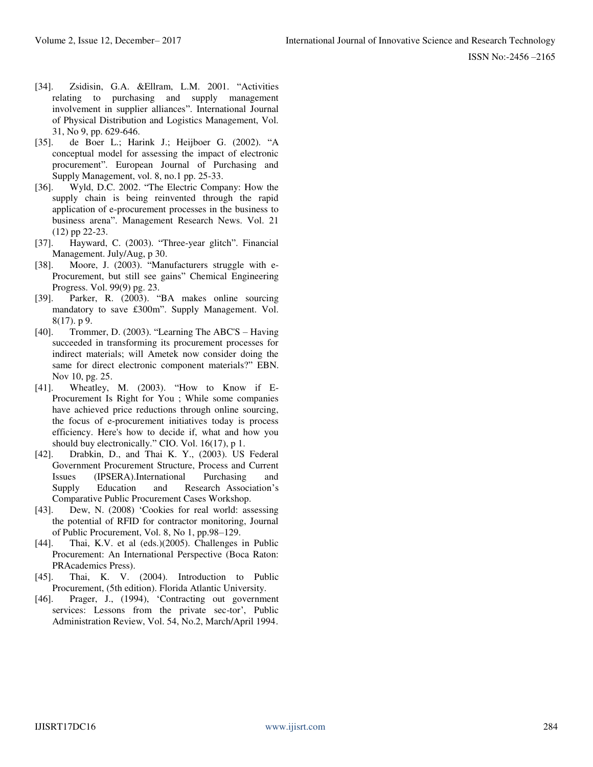[34]. Zsidisin, G.A. &Ellram, L.M. 2001. "Activities relating to purchasing and supply management involvement in supplier alliances". International Journal of Physical Distribution and Logistics Management, Vol. 31, No 9, pp. 629-646.

[35]. de Boer L.; Harink J.; Heijboer G. (2002). "A conceptual model for assessing the impact of electronic procurement". European Journal of Purchasing and Supply Management, vol. 8, no.1 pp. 25-33.

[36]. Wyld, D.C. 2002. "The Electric Company: How the supply chain is being reinvented through the rapid application of e-procurement processes in the business to business arena". Management Research News. Vol. 21 (12) pp 22-23.

[37]. Hayward, C. (2003). "Three-year glitch". Financial Management. July/Aug, p 30.

[38]. Moore, J. (2003). "Manufacturers struggle with e-Procurement, but still see gains" Chemical Engineering Progress. Vol. 99(9) pg. 23.

[39]. Parker, R. (2003). "BA makes online sourcing mandatory to save £300m". Supply Management. Vol. 8(17). p 9.

[40]. Trommer, D. (2003). "Learning The ABC'S – Having succeeded in transforming its procurement processes for indirect materials; will Ametek now consider doing the same for direct electronic component materials?" EBN. Nov 10, pg. 25.

[41]. Wheatley, M. (2003). "How to Know if E-Procurement Is Right for You ; While some companies have achieved price reductions through online sourcing, the focus of e-procurement initiatives today is process efficiency. Here's how to decide if, what and how you should buy electronically." CIO. Vol. 16(17), p 1.

[42]. Drabkin, D., and Thai K. Y., (2003). US Federal Government Procurement Structure, Process and Current Issues (IPSERA).International Purchasing and Supply Education and Research Association's Comparative Public Procurement Cases Workshop.

[43]. Dew, N. (2008) 'Cookies for real world: assessing the potential of RFID for contractor monitoring, Journal of Public Procurement, Vol. 8, No 1, pp.98–129.

[44]. Thai, K.V. et al (eds.)(2005). Challenges in Public Procurement: An International Perspective (Boca Raton: PRAcademics Press).

[45]. Thai, K. V. (2004). Introduction to Public Procurement, (5th edition). Florida Atlantic University.

[46]. Prager, J., (1994), 'Contracting out government services: Lessons from the private sec-tor', Public Administration Review, Vol. 54, No.2, March/April 1994.